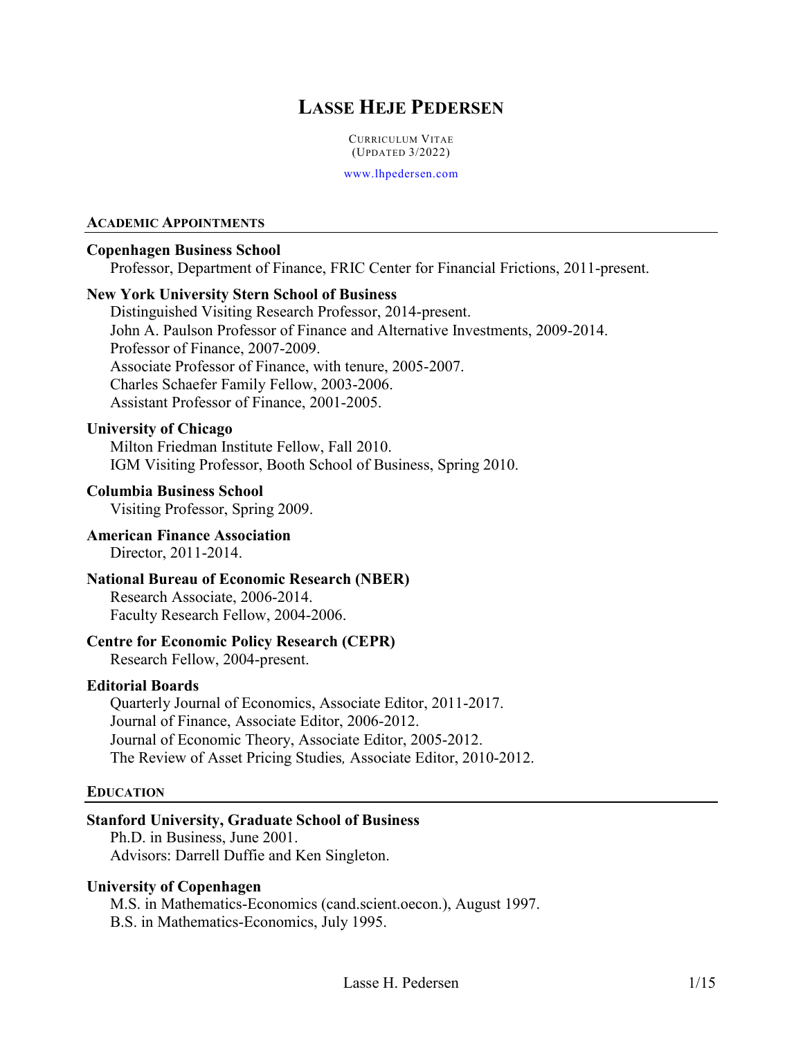# LASSE HEJE PEDERSEN

CURRICULUM VITAE
(UPDATED 3/2022)

www.lhpedersen.com

## ACADEMIC APPOINTMENTS

**Copenhagen Business School**
Professor, Department of Finance, FRIC Center for Financial Frictions, 2011-present.

**New York University Stern School of Business**
Distinguished Visiting Research Professor, 2014-present.
John A. Paulson Professor of Finance and Alternative Investments, 2009-2014.
Professor of Finance, 2007-2009.
Associate Professor of Finance, with tenure, 2005-2007.
Charles Schaefer Family Fellow, 2003-2006.
Assistant Professor of Finance, 2001-2005.

**University of Chicago**
Milton Friedman Institute Fellow, Fall 2010.
IGM Visiting Professor, Booth School of Business, Spring 2010.

**Columbia Business School**
Visiting Professor, Spring 2009.

**American Finance Association**
Director, 2011-2014.

**National Bureau of Economic Research (NBER)**
Research Associate, 2006-2014.
Faculty Research Fellow, 2004-2006.

**Centre for Economic Policy Research (CEPR)**
Research Fellow, 2004-present.

**Editorial Boards**
Quarterly Journal of Economics, Associate Editor, 2011-2017.
Journal of Finance, Associate Editor, 2006-2012.
Journal of Economic Theory, Associate Editor, 2005-2012.
*The Review of Asset Pricing Studies,* Associate Editor, 2010-2012.

## EDUCATION

**Stanford University, Graduate School of Business**
Ph.D. in Business, June 2001.
Advisors: Darrell Duffie and Ken Singleton.

**University of Copenhagen**
M.S. in Mathematics-Economics (cand.scient.oecon.), August 1997.
B.S. in Mathematics-Economics, July 1995.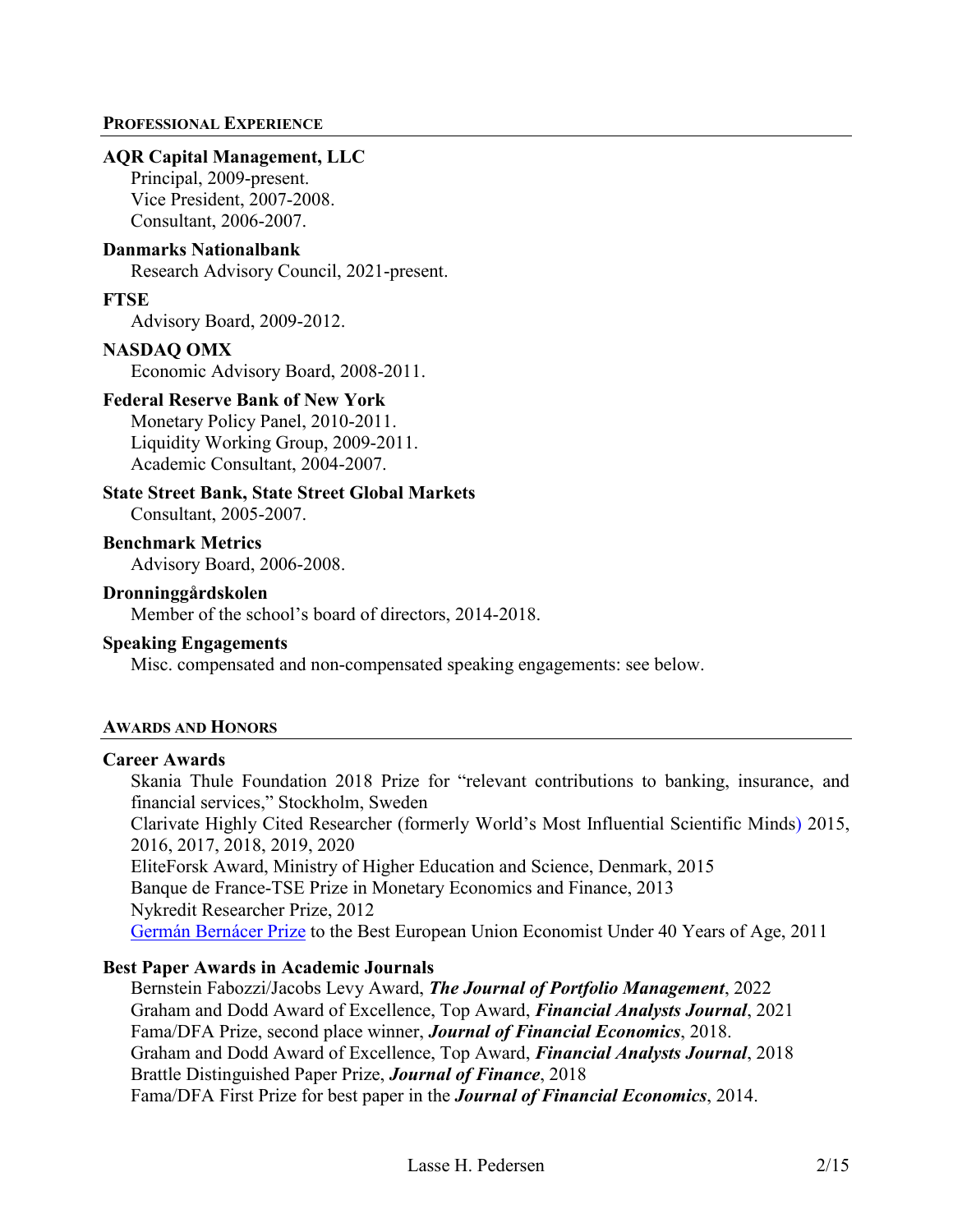## Professional Experience

**AQR Capital Management, LLC**
Principal, 2009-present.
Vice President, 2007-2008.
Consultant, 2006-2007.

**Danmarks Nationalbank**
Research Advisory Council, 2021-present.

**FTSE**
Advisory Board, 2009-2012.

**NASDAQ OMX**
Economic Advisory Board, 2008-2011.

**Federal Reserve Bank of New York**
Monetary Policy Panel, 2010-2011.
Liquidity Working Group, 2009-2011.
Academic Consultant, 2004-2007.

**State Street Bank, State Street Global Markets**
Consultant, 2005-2007.

**Benchmark Metrics**
Advisory Board, 2006-2008.

**Dronninggårdskolen**
Member of the school's board of directors, 2014-2018.

**Speaking Engagements**
Misc. compensated and non-compensated speaking engagements: see below.

## Awards and Honors

**Career Awards**
Skania Thule Foundation 2018 Prize for "relevant contributions to banking, insurance, and financial services," Stockholm, Sweden
Clarivate Highly Cited Researcher (formerly World's Most Influential Scientific Minds) 2015, 2016, 2017, 2018, 2019, 2020
EliteForsk Award, Ministry of Higher Education and Science, Denmark, 2015
Banque de France-TSE Prize in Monetary Economics and Finance, 2013
Nykredit Researcher Prize, 2012
Germán Bernácer Prize to the Best European Union Economist Under 40 Years of Age, 2011

**Best Paper Awards in Academic Journals**
Bernstein Fabozzi/Jacobs Levy Award, ***The Journal of Portfolio Management***, 2022
Graham and Dodd Award of Excellence, Top Award, ***Financial Analysts Journal***, 2021
Fama/DFA Prize, second place winner, ***Journal of Financial Economics***, 2018.
Graham and Dodd Award of Excellence, Top Award, ***Financial Analysts Journal***, 2018
Brattle Distinguished Paper Prize, ***Journal of Finance***, 2018
Fama/DFA First Prize for best paper in the ***Journal of Financial Economics***, 2014.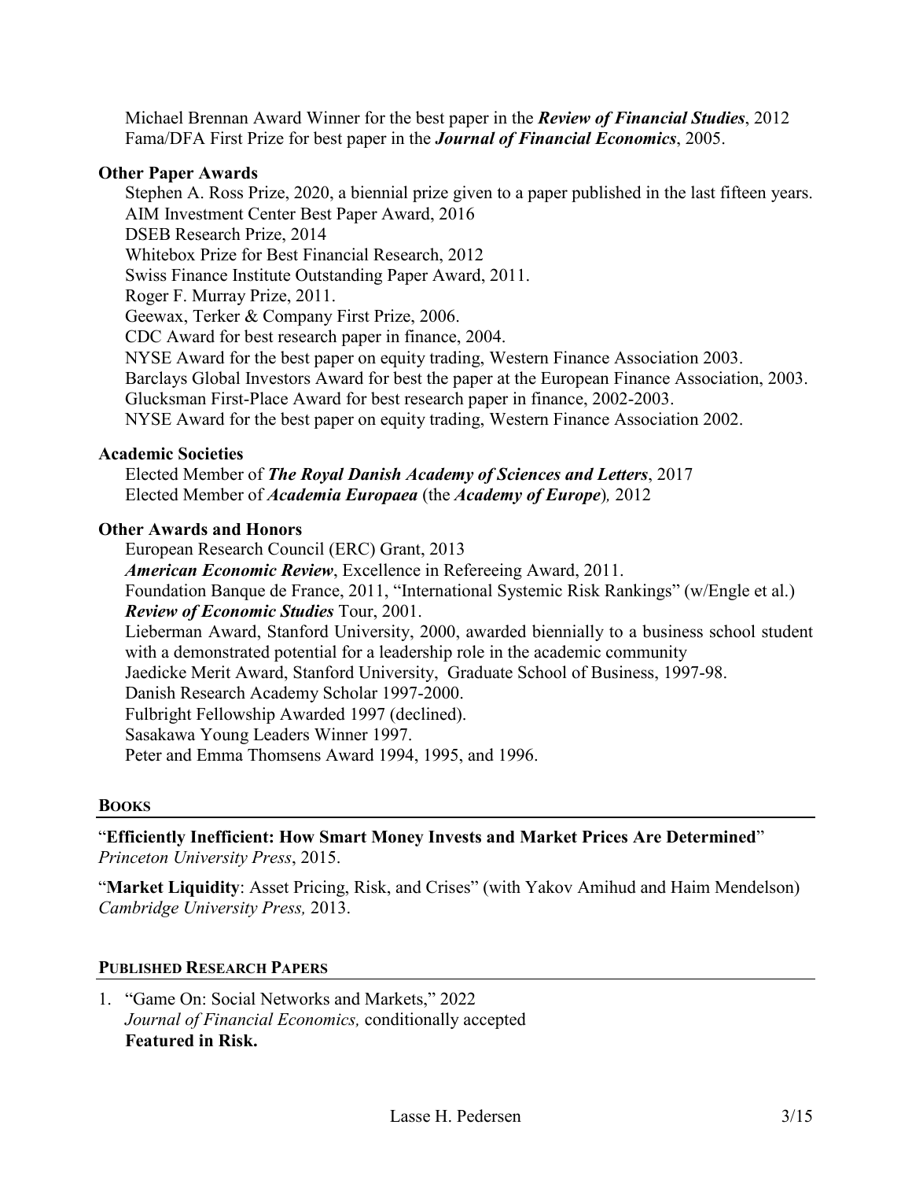Michael Brennan Award Winner for the best paper in the ***Review of Financial Studies***, 2012
Fama/DFA First Prize for best paper in the ***Journal of Financial Economics***, 2005.

**Other Paper Awards**

Stephen A. Ross Prize, 2020, a biennial prize given to a paper published in the last fifteen years.
AIM Investment Center Best Paper Award, 2016
DSEB Research Prize, 2014
Whitebox Prize for Best Financial Research, 2012
Swiss Finance Institute Outstanding Paper Award, 2011.
Roger F. Murray Prize, 2011.
Geewax, Terker & Company First Prize, 2006.
CDC Award for best research paper in finance, 2004.
NYSE Award for the best paper on equity trading, Western Finance Association 2003.
Barclays Global Investors Award for best the paper at the European Finance Association, 2003.
Glucksman First-Place Award for best research paper in finance, 2002-2003.
NYSE Award for the best paper on equity trading, Western Finance Association 2002.

**Academic Societies**

Elected Member of ***The Royal Danish Academy of Sciences and Letters***, 2017
Elected Member of ***Academia Europaea*** (the ***Academy of Europe***)*,* 2012

**Other Awards and Honors**

European Research Council (ERC) Grant, 2013
***American Economic Review***, Excellence in Refereeing Award, 2011.
Foundation Banque de France, 2011, "International Systemic Risk Rankings" (w/Engle et al.)
***Review of Economic Studies*** Tour, 2001.
Lieberman Award, Stanford University, 2000, awarded biennially to a business school student with a demonstrated potential for a leadership role in the academic community
Jaedicke Merit Award, Stanford University, Graduate School of Business, 1997-98.
Danish Research Academy Scholar 1997-2000.
Fulbright Fellowship Awarded 1997 (declined).
Sasakawa Young Leaders Winner 1997.
Peter and Emma Thomsens Award 1994, 1995, and 1996.

## BOOKS

"**Efficiently Inefficient: How Smart Money Invests and Market Prices Are Determined**"
*Princeton University Press*, 2015.

"**Market Liquidity**: Asset Pricing, Risk, and Crises" (with Yakov Amihud and Haim Mendelson)
*Cambridge University Press,* 2013.

## PUBLISHED RESEARCH PAPERS

1. "Game On: Social Networks and Markets," 2022
   *Journal of Financial Economics,* conditionally accepted
   **Featured in Risk.**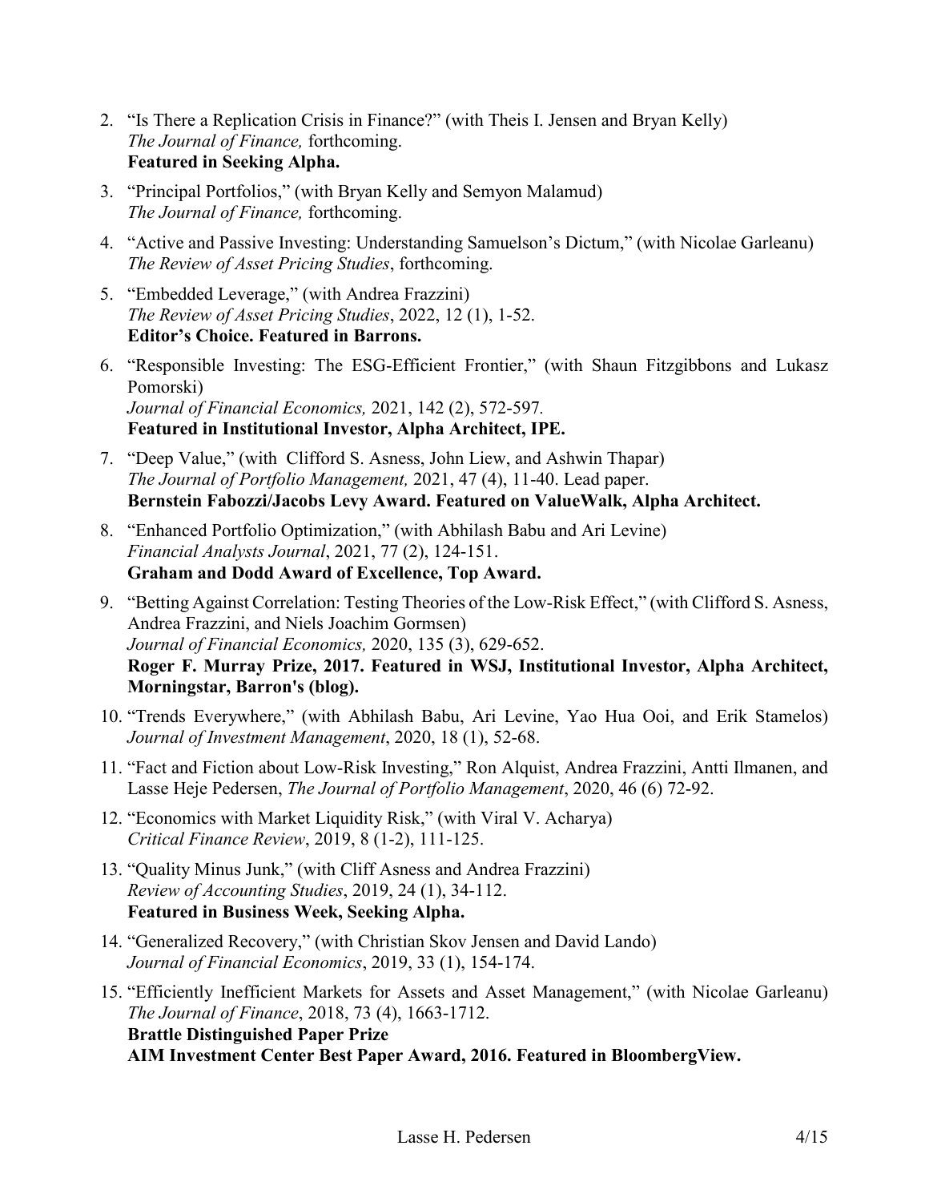2. "Is There a Replication Crisis in Finance?" (with Theis I. Jensen and Bryan Kelly)
   *The Journal of Finance,* forthcoming.
   **Featured in Seeking Alpha.**

3. "Principal Portfolios," (with Bryan Kelly and Semyon Malamud)
   *The Journal of Finance,* forthcoming.

4. "Active and Passive Investing: Understanding Samuelson's Dictum," (with Nicolae Garleanu)
   *The Review of Asset Pricing Studies*, forthcoming.

5. "Embedded Leverage," (with Andrea Frazzini)
   *The Review of Asset Pricing Studies*, 2022, 12 (1), 1-52.
   **Editor's Choice. Featured in Barrons.**

6. "Responsible Investing: The ESG-Efficient Frontier," (with Shaun Fitzgibbons and Lukasz Pomorski)
   *Journal of Financial Economics,* 2021, 142 (2), 572-597.
   **Featured in Institutional Investor, Alpha Architect, IPE.**

7. "Deep Value," (with Clifford S. Asness, John Liew, and Ashwin Thapar)
   *The Journal of Portfolio Management,* 2021, 47 (4), 11-40. Lead paper.
   **Bernstein Fabozzi/Jacobs Levy Award. Featured on ValueWalk, Alpha Architect.**

8. "Enhanced Portfolio Optimization," (with Abhilash Babu and Ari Levine)
   *Financial Analysts Journal*, 2021, 77 (2), 124-151.
   **Graham and Dodd Award of Excellence, Top Award.**

9. "Betting Against Correlation: Testing Theories of the Low-Risk Effect," (with Clifford S. Asness, Andrea Frazzini, and Niels Joachim Gormsen)
   *Journal of Financial Economics,* 2020, 135 (3), 629-652.
   **Roger F. Murray Prize, 2017. Featured in WSJ, Institutional Investor, Alpha Architect, Morningstar, Barron's (blog).**

10. "Trends Everywhere," (with Abhilash Babu, Ari Levine, Yao Hua Ooi, and Erik Stamelos)
    *Journal of Investment Management*, 2020, 18 (1), 52-68.

11. "Fact and Fiction about Low-Risk Investing," Ron Alquist, Andrea Frazzini, Antti Ilmanen, and Lasse Heje Pedersen, *The Journal of Portfolio Management*, 2020, 46 (6) 72-92.

12. "Economics with Market Liquidity Risk," (with Viral V. Acharya)
    *Critical Finance Review*, 2019, 8 (1-2), 111-125.

13. "Quality Minus Junk," (with Cliff Asness and Andrea Frazzini)
    *Review of Accounting Studies*, 2019, 24 (1), 34-112.
    **Featured in Business Week, Seeking Alpha.**

14. "Generalized Recovery," (with Christian Skov Jensen and David Lando)
    *Journal of Financial Economics*, 2019, 33 (1), 154-174.

15. "Efficiently Inefficient Markets for Assets and Asset Management," (with Nicolae Garleanu)
    *The Journal of Finance*, 2018, 73 (4), 1663-1712.
    **Brattle Distinguished Paper Prize**
    **AIM Investment Center Best Paper Award, 2016. Featured in BloombergView.**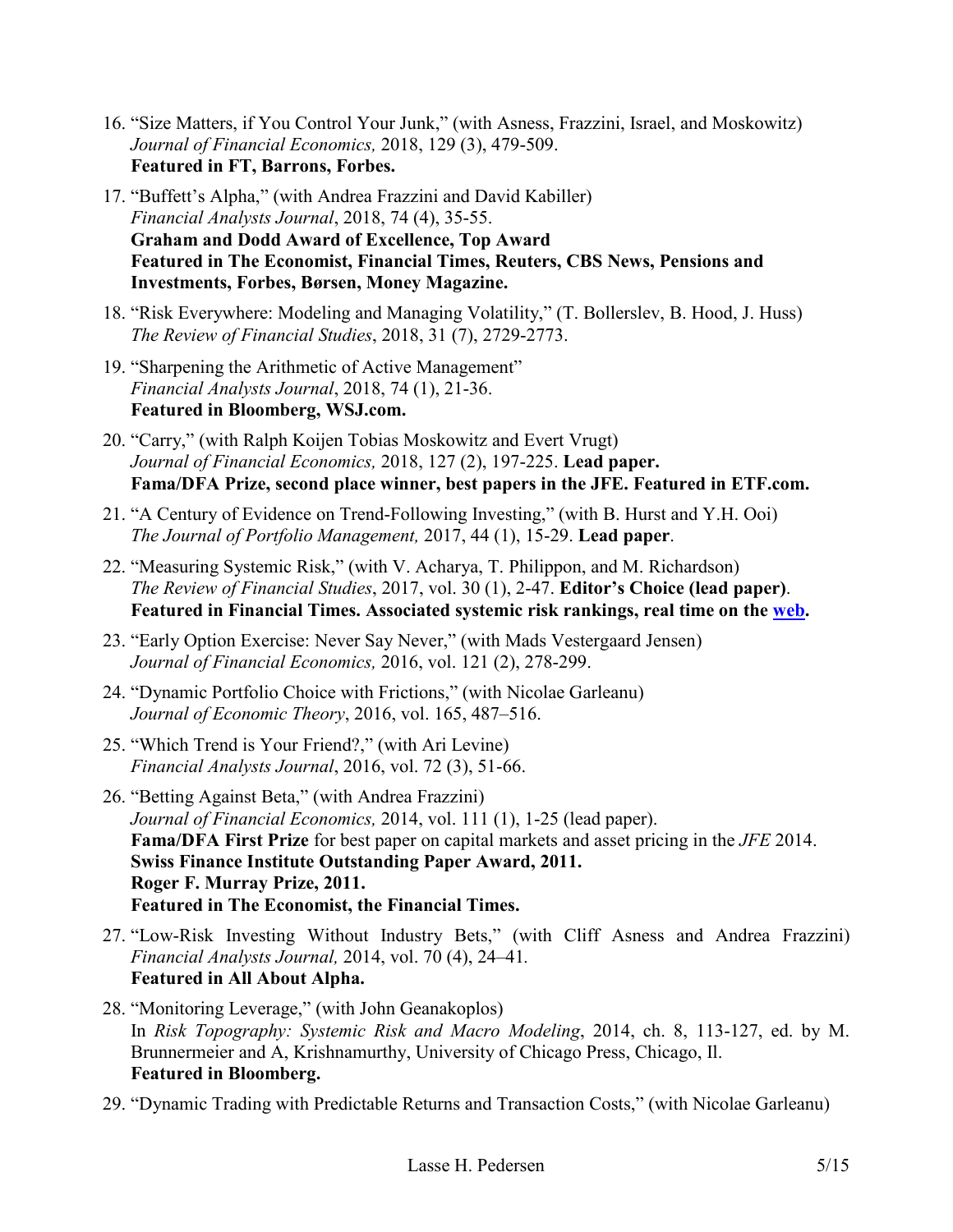16. "Size Matters, if You Control Your Junk," (with Asness, Frazzini, Israel, and Moskowitz) *Journal of Financial Economics,* 2018, 129 (3), 479-509.
    **Featured in FT, Barrons, Forbes.**

17. "Buffett's Alpha," (with Andrea Frazzini and David Kabiller) *Financial Analysts Journal*, 2018, 74 (4), 35-55.
    **Graham and Dodd Award of Excellence, Top Award**
    **Featured in The Economist, Financial Times, Reuters, CBS News, Pensions and Investments, Forbes, Børsen, Money Magazine.**

18. "Risk Everywhere: Modeling and Managing Volatility," (T. Bollerslev, B. Hood, J. Huss) *The Review of Financial Studies*, 2018, 31 (7), 2729-2773.

19. "Sharpening the Arithmetic of Active Management" *Financial Analysts Journal*, 2018, 74 (1), 21-36.
    **Featured in Bloomberg, WSJ.com.**

20. "Carry," (with Ralph Koijen Tobias Moskowitz and Evert Vrugt) *Journal of Financial Economics,* 2018, 127 (2), 197-225. **Lead paper.**
    **Fama/DFA Prize, second place winner, best papers in the JFE. Featured in ETF.com.**

21. "A Century of Evidence on Trend-Following Investing," (with B. Hurst and Y.H. Ooi) *The Journal of Portfolio Management,* 2017, 44 (1), 15-29. **Lead paper**.

22. "Measuring Systemic Risk," (with V. Acharya, T. Philippon, and M. Richardson) *The Review of Financial Studies*, 2017, vol. 30 (1), 2-47. **Editor's Choice (lead paper)**.
    **Featured in Financial Times. Associated systemic risk rankings, real time on the web.**

23. "Early Option Exercise: Never Say Never," (with Mads Vestergaard Jensen) *Journal of Financial Economics,* 2016, vol. 121 (2), 278-299.

24. "Dynamic Portfolio Choice with Frictions," (with Nicolae Garleanu) *Journal of Economic Theory*, 2016, vol. 165, 487–516.

25. "Which Trend is Your Friend?," (with Ari Levine) *Financial Analysts Journal*, 2016, vol. 72 (3), 51-66.

26. "Betting Against Beta," (with Andrea Frazzini) *Journal of Financial Economics,* 2014, vol. 111 (1), 1-25 (lead paper).
    **Fama/DFA First Prize** for best paper on capital markets and asset pricing in the *JFE* 2014.
    **Swiss Finance Institute Outstanding Paper Award, 2011.**
    **Roger F. Murray Prize, 2011.**
    **Featured in The Economist, the Financial Times.**

27. "Low-Risk Investing Without Industry Bets," (with Cliff Asness and Andrea Frazzini) *Financial Analysts Journal,* 2014, vol. 70 (4), 24–41.
    **Featured in All About Alpha.**

28. "Monitoring Leverage," (with John Geanakoplos) In *Risk Topography: Systemic Risk and Macro Modeling*, 2014, ch. 8, 113-127, ed. by M. Brunnermeier and A, Krishnamurthy, University of Chicago Press, Chicago, Il.
    **Featured in Bloomberg.**

29. "Dynamic Trading with Predictable Returns and Transaction Costs," (with Nicolae Garleanu)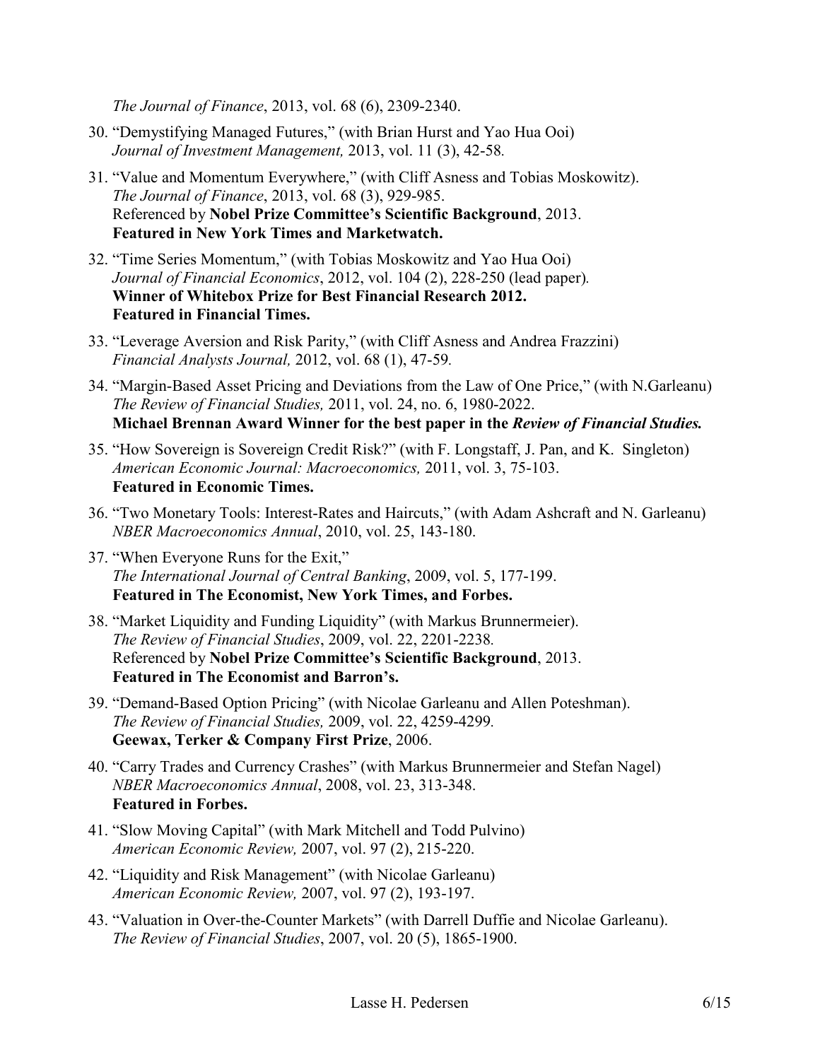*The Journal of Finance*, 2013, vol. 68 (6), 2309-2340.

30. "Demystifying Managed Futures," (with Brian Hurst and Yao Hua Ooi)
    *Journal of Investment Management,* 2013, vol. 11 (3), 42-58.

31. "Value and Momentum Everywhere," (with Cliff Asness and Tobias Moskowitz).
    *The Journal of Finance*, 2013, vol. 68 (3), 929-985.
    Referenced by **Nobel Prize Committee's Scientific Background**, 2013.
    **Featured in New York Times and Marketwatch.**

32. "Time Series Momentum," (with Tobias Moskowitz and Yao Hua Ooi)
    *Journal of Financial Economics*, 2012, vol. 104 (2), 228-250 (lead paper).
    **Winner of Whitebox Prize for Best Financial Research 2012.**
    **Featured in Financial Times.**

33. "Leverage Aversion and Risk Parity," (with Cliff Asness and Andrea Frazzini)
    *Financial Analysts Journal,* 2012, vol. 68 (1), 47-59.

34. "Margin-Based Asset Pricing and Deviations from the Law of One Price," (with N.Garleanu)
    *The Review of Financial Studies,* 2011, vol. 24, no. 6, 1980-2022.
    **Michael Brennan Award Winner for the best paper in the *Review of Financial Studies.***

35. "How Sovereign is Sovereign Credit Risk?" (with F. Longstaff, J. Pan, and K. Singleton)
    *American Economic Journal: Macroeconomics,* 2011, vol. 3, 75-103.
    **Featured in Economic Times.**

36. "Two Monetary Tools: Interest-Rates and Haircuts," (with Adam Ashcraft and N. Garleanu)
    *NBER Macroeconomics Annual*, 2010, vol. 25, 143-180.

37. "When Everyone Runs for the Exit,"
    *The International Journal of Central Banking*, 2009, vol. 5, 177-199.
    **Featured in The Economist, New York Times, and Forbes.**

38. "Market Liquidity and Funding Liquidity" (with Markus Brunnermeier).
    *The Review of Financial Studies*, 2009, vol. 22, 2201-2238.
    Referenced by **Nobel Prize Committee's Scientific Background**, 2013.
    **Featured in The Economist and Barron's.**

39. "Demand-Based Option Pricing" (with Nicolae Garleanu and Allen Poteshman).
    *The Review of Financial Studies,* 2009, vol. 22, 4259-4299.
    **Geewax, Terker & Company First Prize**, 2006.

40. "Carry Trades and Currency Crashes" (with Markus Brunnermeier and Stefan Nagel)
    *NBER Macroeconomics Annual*, 2008, vol. 23, 313-348.
    **Featured in Forbes.**

41. "Slow Moving Capital" (with Mark Mitchell and Todd Pulvino)
    *American Economic Review,* 2007, vol. 97 (2), 215-220.

42. "Liquidity and Risk Management" (with Nicolae Garleanu)
    *American Economic Review,* 2007, vol. 97 (2), 193-197.

43. "Valuation in Over-the-Counter Markets" (with Darrell Duffie and Nicolae Garleanu).
    *The Review of Financial Studies*, 2007, vol. 20 (5), 1865-1900.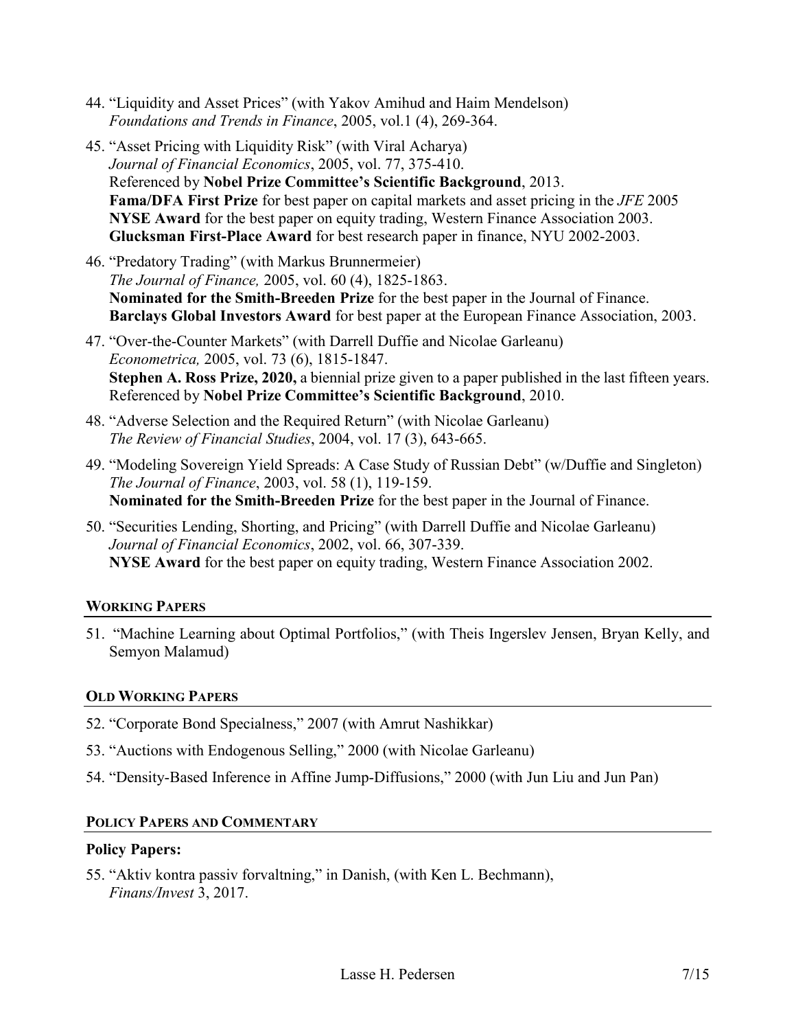44. “Liquidity and Asset Prices” (with Yakov Amihud and Haim Mendelson)
    *Foundations and Trends in Finance*, 2005, vol.1 (4), 269-364.

45. “Asset Pricing with Liquidity Risk” (with Viral Acharya)
    *Journal of Financial Economics*, 2005, vol. 77, 375-410.
    Referenced by **Nobel Prize Committee’s Scientific Background**, 2013.
    **Fama/DFA First Prize** for best paper on capital markets and asset pricing in the *JFE* 2005
    **NYSE Award** for the best paper on equity trading, Western Finance Association 2003.
    **Glucksman First-Place Award** for best research paper in finance, NYU 2002-2003.

46. “Predatory Trading” (with Markus Brunnermeier)
    *The Journal of Finance,* 2005, vol. 60 (4), 1825-1863.
    **Nominated for the Smith-Breeden Prize** for the best paper in the Journal of Finance.
    **Barclays Global Investors Award** for best paper at the European Finance Association, 2003.

47. “Over-the-Counter Markets” (with Darrell Duffie and Nicolae Garleanu)
    *Econometrica,* 2005, vol. 73 (6), 1815-1847.
    **Stephen A. Ross Prize, 2020,** a biennial prize given to a paper published in the last fifteen years.
    Referenced by **Nobel Prize Committee’s Scientific Background**, 2010.

48. “Adverse Selection and the Required Return” (with Nicolae Garleanu)
    *The Review of Financial Studies*, 2004, vol. 17 (3), 643-665.

49. “Modeling Sovereign Yield Spreads: A Case Study of Russian Debt” (w/Duffie and Singleton)
    *The Journal of Finance*, 2003, vol. 58 (1), 119-159.
    **Nominated for the Smith-Breeden Prize** for the best paper in the Journal of Finance.

50. “Securities Lending, Shorting, and Pricing” (with Darrell Duffie and Nicolae Garleanu)
    *Journal of Financial Economics*, 2002, vol. 66, 307-339.
    **NYSE Award** for the best paper on equity trading, Western Finance Association 2002.

## WORKING PAPERS

51. “Machine Learning about Optimal Portfolios,” (with Theis Ingerslev Jensen, Bryan Kelly, and Semyon Malamud)

## OLD WORKING PAPERS

52. “Corporate Bond Specialness,” 2007 (with Amrut Nashikkar)
53. “Auctions with Endogenous Selling,” 2000 (with Nicolae Garleanu)
54. “Density-Based Inference in Affine Jump-Diffusions,” 2000 (with Jun Liu and Jun Pan)

## POLICY PAPERS AND COMMENTARY

**Policy Papers:**

55. “Aktiv kontra passiv forvaltning,” in Danish, (with Ken L. Bechmann),
    *Finans/Invest* 3, 2017.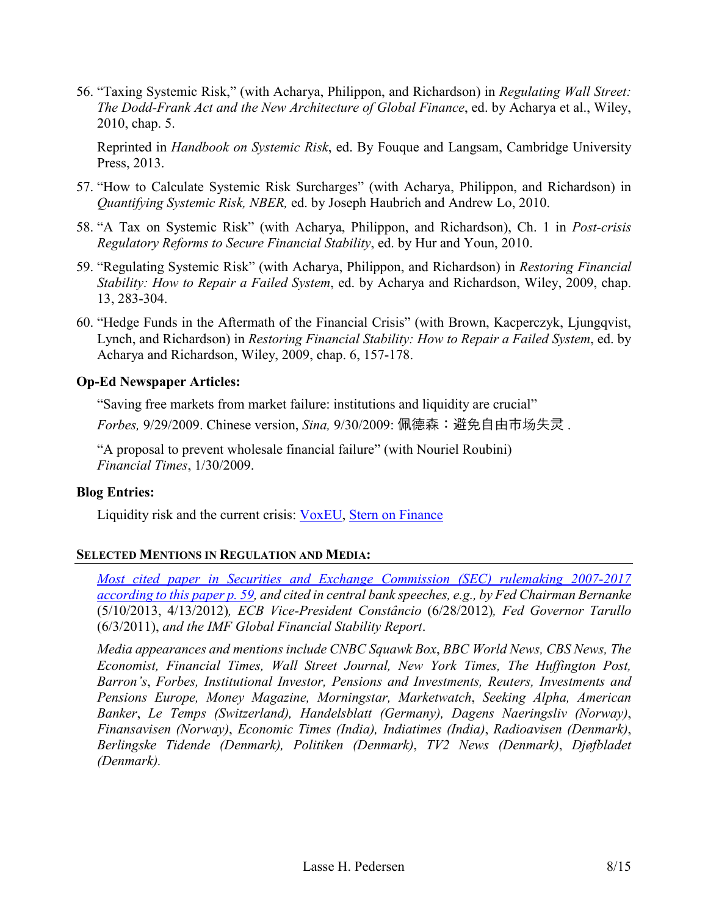56. “Taxing Systemic Risk,” (with Acharya, Philippon, and Richardson) in *Regulating Wall Street: The Dodd-Frank Act and the New Architecture of Global Finance*, ed. by Acharya et al., Wiley, 2010, chap. 5.

    Reprinted in *Handbook on Systemic Risk*, ed. By Fouque and Langsam, Cambridge University Press, 2013.

57. “How to Calculate Systemic Risk Surcharges” (with Acharya, Philippon, and Richardson) in *Quantifying Systemic Risk, NBER,* ed. by Joseph Haubrich and Andrew Lo, 2010.

58. “A Tax on Systemic Risk” (with Acharya, Philippon, and Richardson), Ch. 1 in *Post-crisis Regulatory Reforms to Secure Financial Stability*, ed. by Hur and Youn, 2010.

59. “Regulating Systemic Risk” (with Acharya, Philippon, and Richardson) in *Restoring Financial Stability: How to Repair a Failed System*, ed. by Acharya and Richardson, Wiley, 2009, chap. 13, 283-304.

60. “Hedge Funds in the Aftermath of the Financial Crisis” (with Brown, Kacperczyk, Ljungqvist, Lynch, and Richardson) in *Restoring Financial Stability: How to Repair a Failed System*, ed. by Acharya and Richardson, Wiley, 2009, chap. 6, 157-178.

### Op-Ed Newspaper Articles:

“Saving free markets from market failure: institutions and liquidity are crucial”
*Forbes,* 9/29/2009. Chinese version, *Sina,* 9/30/2009: 佩德森：避免自由市场失灵 .

“A proposal to prevent wholesale financial failure” (with Nouriel Roubini)
*Financial Times*, 1/30/2009.

### Blog Entries:

Liquidity risk and the current crisis: VoxEU, Stern on Finance

## Selected Mentions in Regulation and Media:

*Most cited paper in Securities and Exchange Commission (SEC) rulemaking 2007-2017 according to this paper p. 59, and cited in central bank speeches, e.g., by Fed Chairman Bernanke* (5/10/2013, 4/13/2012)*, ECB Vice-President Constâncio* (6/28/2012)*, Fed Governor Tarullo* (6/3/2011), *and the IMF Global Financial Stability Report*.

*Media appearances and mentions include CNBC Squawk Box*, *BBC World News, CBS News, The Economist, Financial Times, Wall Street Journal, New York Times, The Huffington Post, Barron's*, *Forbes, Institutional Investor, Pensions and Investments, Reuters, Investments and Pensions Europe, Money Magazine, Morningstar, Marketwatch*, *Seeking Alpha, American Banker*, *Le Temps (Switzerland), Handelsblatt (Germany), Dagens Naeringsliv (Norway)*, *Finansavisen (Norway)*, *Economic Times (India), Indiatimes (India)*, *Radioavisen (Denmark)*, *Berlingske Tidende (Denmark), Politiken (Denmark)*, *TV2 News (Denmark)*, *Djøfbladet (Denmark).*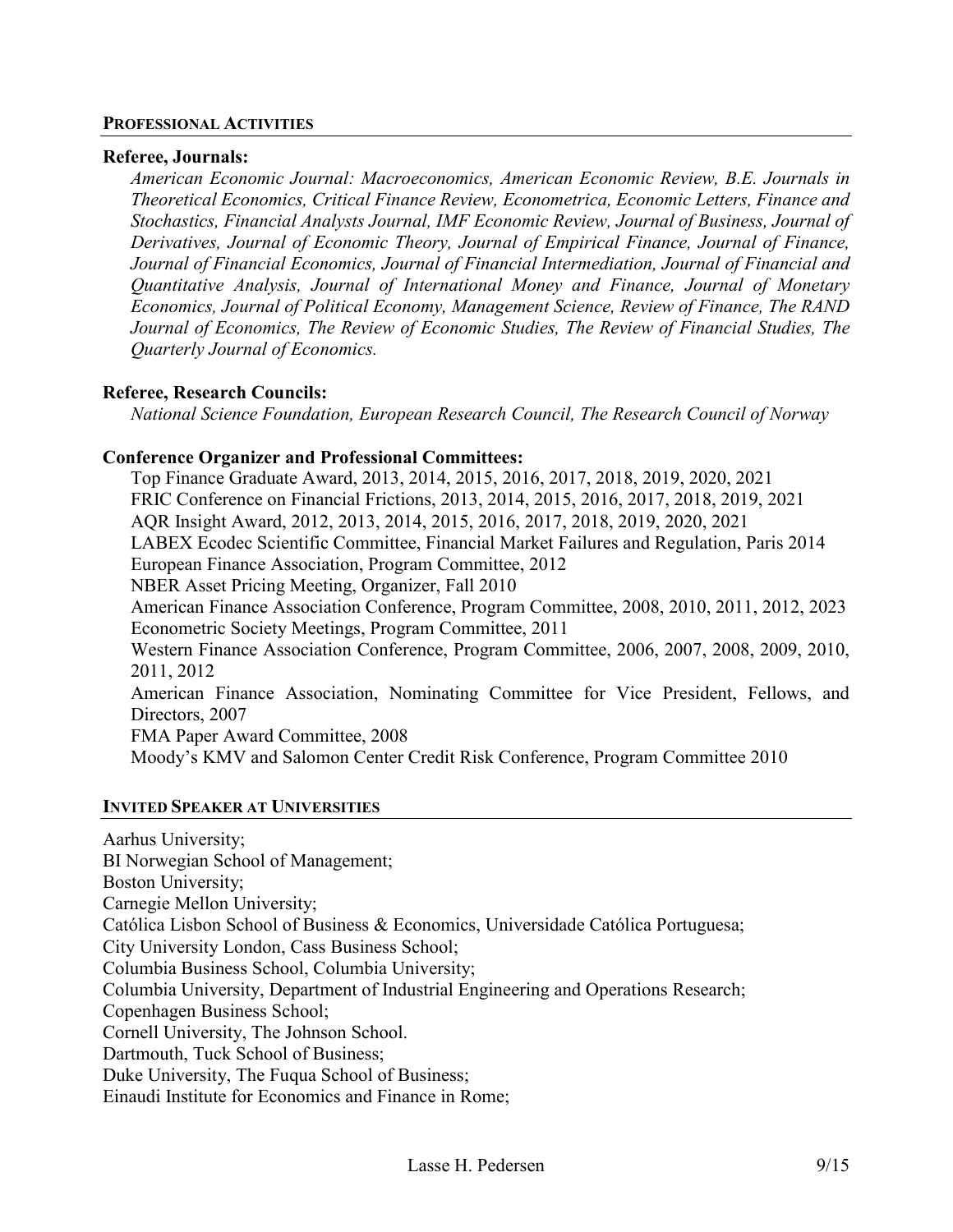## Professional Activities

**Referee, Journals:**

*American Economic Journal: Macroeconomics, American Economic Review, B.E. Journals in Theoretical Economics, Critical Finance Review, Econometrica, Economic Letters, Finance and Stochastics, Financial Analysts Journal, IMF Economic Review, Journal of Business, Journal of Derivatives, Journal of Economic Theory, Journal of Empirical Finance, Journal of Finance, Journal of Financial Economics, Journal of Financial Intermediation, Journal of Financial and Quantitative Analysis, Journal of International Money and Finance, Journal of Monetary Economics, Journal of Political Economy, Management Science, Review of Finance, The RAND Journal of Economics, The Review of Economic Studies, The Review of Financial Studies, The Quarterly Journal of Economics.*

**Referee, Research Councils:**

*National Science Foundation, European Research Council, The Research Council of Norway*

**Conference Organizer and Professional Committees:**

Top Finance Graduate Award, 2013, 2014, 2015, 2016, 2017, 2018, 2019, 2020, 2021
FRIC Conference on Financial Frictions, 2013, 2014, 2015, 2016, 2017, 2018, 2019, 2021
AQR Insight Award, 2012, 2013, 2014, 2015, 2016, 2017, 2018, 2019, 2020, 2021
LABEX Ecodec Scientific Committee, Financial Market Failures and Regulation, Paris 2014
European Finance Association, Program Committee, 2012
NBER Asset Pricing Meeting, Organizer, Fall 2010
American Finance Association Conference, Program Committee, 2008, 2010, 2011, 2012, 2023
Econometric Society Meetings, Program Committee, 2011
Western Finance Association Conference, Program Committee, 2006, 2007, 2008, 2009, 2010, 2011, 2012
American Finance Association, Nominating Committee for Vice President, Fellows, and Directors, 2007
FMA Paper Award Committee, 2008
Moody's KMV and Salomon Center Credit Risk Conference, Program Committee 2010

## Invited Speaker at Universities

Aarhus University;
BI Norwegian School of Management;
Boston University;
Carnegie Mellon University;
Católica Lisbon School of Business & Economics, Universidade Católica Portuguesa;
City University London, Cass Business School;
Columbia Business School, Columbia University;
Columbia University, Department of Industrial Engineering and Operations Research;
Copenhagen Business School;
Cornell University, The Johnson School.
Dartmouth, Tuck School of Business;
Duke University, The Fuqua School of Business;
Einaudi Institute for Economics and Finance in Rome;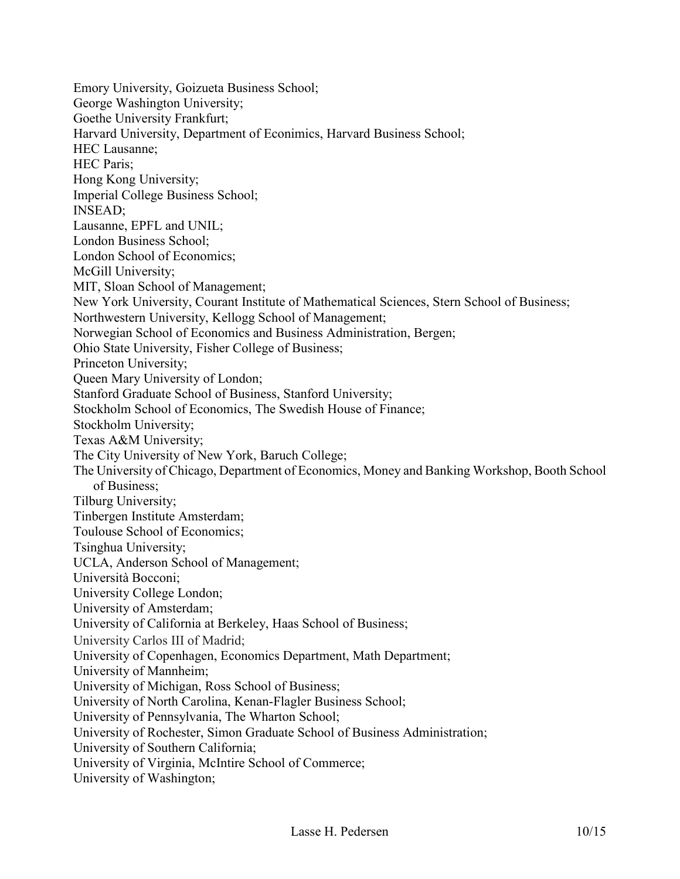Emory University, Goizueta Business School;
George Washington University;
Goethe University Frankfurt;
Harvard University, Department of Econimics, Harvard Business School;
HEC Lausanne;
HEC Paris;
Hong Kong University;
Imperial College Business School;
INSEAD;
Lausanne, EPFL and UNIL;
London Business School;
London School of Economics;
McGill University;
MIT, Sloan School of Management;
New York University, Courant Institute of Mathematical Sciences, Stern School of Business;
Northwestern University, Kellogg School of Management;
Norwegian School of Economics and Business Administration, Bergen;
Ohio State University, Fisher College of Business;
Princeton University;
Queen Mary University of London;
Stanford Graduate School of Business, Stanford University;
Stockholm School of Economics, The Swedish House of Finance;
Stockholm University;
Texas A&M University;
The City University of New York, Baruch College;
The University of Chicago, Department of Economics, Money and Banking Workshop, Booth School of Business;
Tilburg University;
Tinbergen Institute Amsterdam;
Toulouse School of Economics;
Tsinghua University;
UCLA, Anderson School of Management;
Università Bocconi;
University College London;
University of Amsterdam;
University of California at Berkeley, Haas School of Business;
University Carlos III of Madrid;
University of Copenhagen, Economics Department, Math Department;
University of Mannheim;
University of Michigan, Ross School of Business;
University of North Carolina, Kenan-Flagler Business School;
University of Pennsylvania, The Wharton School;
University of Rochester, Simon Graduate School of Business Administration;
University of Southern California;
University of Virginia, McIntire School of Commerce;
University of Washington;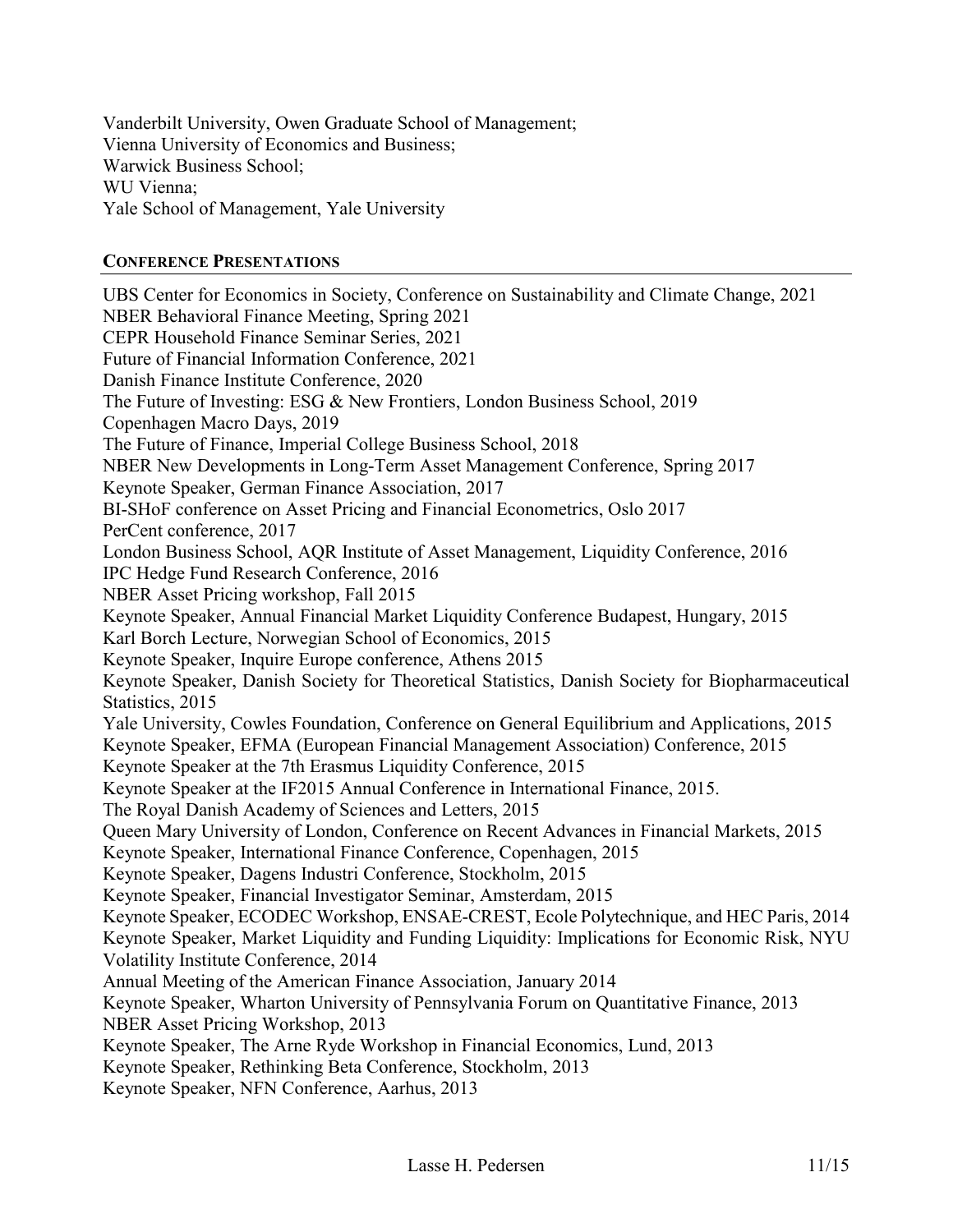Vanderbilt University, Owen Graduate School of Management;
Vienna University of Economics and Business;
Warwick Business School;
WU Vienna;
Yale School of Management, Yale University

## CONFERENCE PRESENTATIONS

UBS Center for Economics in Society, Conference on Sustainability and Climate Change, 2021
NBER Behavioral Finance Meeting, Spring 2021
CEPR Household Finance Seminar Series, 2021
Future of Financial Information Conference, 2021
Danish Finance Institute Conference, 2020
The Future of Investing: ESG & New Frontiers, London Business School, 2019
Copenhagen Macro Days, 2019
The Future of Finance, Imperial College Business School, 2018
NBER New Developments in Long-Term Asset Management Conference, Spring 2017
Keynote Speaker, German Finance Association, 2017
BI-SHoF conference on Asset Pricing and Financial Econometrics, Oslo 2017
PerCent conference, 2017
London Business School, AQR Institute of Asset Management, Liquidity Conference, 2016
IPC Hedge Fund Research Conference, 2016
NBER Asset Pricing workshop, Fall 2015
Keynote Speaker, Annual Financial Market Liquidity Conference Budapest, Hungary, 2015
Karl Borch Lecture, Norwegian School of Economics, 2015
Keynote Speaker, Inquire Europe conference, Athens 2015
Keynote Speaker, Danish Society for Theoretical Statistics, Danish Society for Biopharmaceutical Statistics, 2015
Yale University, Cowles Foundation, Conference on General Equilibrium and Applications, 2015
Keynote Speaker, EFMA (European Financial Management Association) Conference, 2015
Keynote Speaker at the 7th Erasmus Liquidity Conference, 2015
Keynote Speaker at the IF2015 Annual Conference in International Finance, 2015.
The Royal Danish Academy of Sciences and Letters, 2015
Queen Mary University of London, Conference on Recent Advances in Financial Markets, 2015
Keynote Speaker, International Finance Conference, Copenhagen, 2015
Keynote Speaker, Dagens Industri Conference, Stockholm, 2015
Keynote Speaker, Financial Investigator Seminar, Amsterdam, 2015
Keynote Speaker, ECODEC Workshop, ENSAE-CREST, Ecole Polytechnique, and HEC Paris, 2014
Keynote Speaker, Market Liquidity and Funding Liquidity: Implications for Economic Risk, NYU Volatility Institute Conference, 2014
Annual Meeting of the American Finance Association, January 2014
Keynote Speaker, Wharton University of Pennsylvania Forum on Quantitative Finance, 2013
NBER Asset Pricing Workshop, 2013
Keynote Speaker, The Arne Ryde Workshop in Financial Economics, Lund, 2013
Keynote Speaker, Rethinking Beta Conference, Stockholm, 2013
Keynote Speaker, NFN Conference, Aarhus, 2013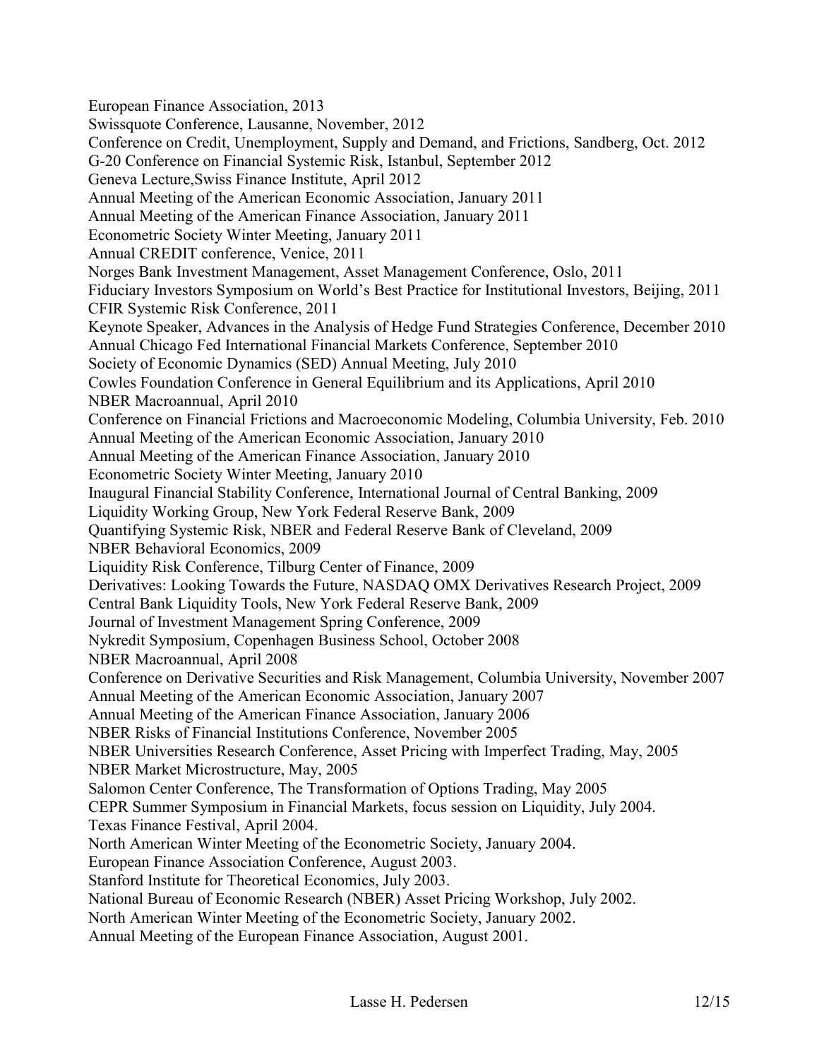European Finance Association, 2013
Swissquote Conference, Lausanne, November, 2012
Conference on Credit, Unemployment, Supply and Demand, and Frictions, Sandberg, Oct. 2012
G-20 Conference on Financial Systemic Risk, Istanbul, September 2012
Geneva Lecture,Swiss Finance Institute, April 2012
Annual Meeting of the American Economic Association, January 2011
Annual Meeting of the American Finance Association, January 2011
Econometric Society Winter Meeting, January 2011
Annual CREDIT conference, Venice, 2011
Norges Bank Investment Management, Asset Management Conference, Oslo, 2011
Fiduciary Investors Symposium on World's Best Practice for Institutional Investors, Beijing, 2011
CFIR Systemic Risk Conference, 2011
Keynote Speaker, Advances in the Analysis of Hedge Fund Strategies Conference, December 2010
Annual Chicago Fed International Financial Markets Conference, September 2010
Society of Economic Dynamics (SED) Annual Meeting, July 2010
Cowles Foundation Conference in General Equilibrium and its Applications, April 2010
NBER Macroannual, April 2010
Conference on Financial Frictions and Macroeconomic Modeling, Columbia University, Feb. 2010
Annual Meeting of the American Economic Association, January 2010
Annual Meeting of the American Finance Association, January 2010
Econometric Society Winter Meeting, January 2010
Inaugural Financial Stability Conference, International Journal of Central Banking, 2009
Liquidity Working Group, New York Federal Reserve Bank, 2009
Quantifying Systemic Risk, NBER and Federal Reserve Bank of Cleveland, 2009
NBER Behavioral Economics, 2009
Liquidity Risk Conference, Tilburg Center of Finance, 2009
Derivatives: Looking Towards the Future, NASDAQ OMX Derivatives Research Project, 2009
Central Bank Liquidity Tools, New York Federal Reserve Bank, 2009
Journal of Investment Management Spring Conference, 2009
Nykredit Symposium, Copenhagen Business School, October 2008
NBER Macroannual, April 2008
Conference on Derivative Securities and Risk Management, Columbia University, November 2007
Annual Meeting of the American Economic Association, January 2007
Annual Meeting of the American Finance Association, January 2006
NBER Risks of Financial Institutions Conference, November 2005
NBER Universities Research Conference, Asset Pricing with Imperfect Trading, May, 2005
NBER Market Microstructure, May, 2005
Salomon Center Conference, The Transformation of Options Trading, May 2005
CEPR Summer Symposium in Financial Markets, focus session on Liquidity, July 2004.
Texas Finance Festival, April 2004.
North American Winter Meeting of the Econometric Society, January 2004.
European Finance Association Conference, August 2003.
Stanford Institute for Theoretical Economics, July 2003.
National Bureau of Economic Research (NBER) Asset Pricing Workshop, July 2002.
North American Winter Meeting of the Econometric Society, January 2002.
Annual Meeting of the European Finance Association, August 2001.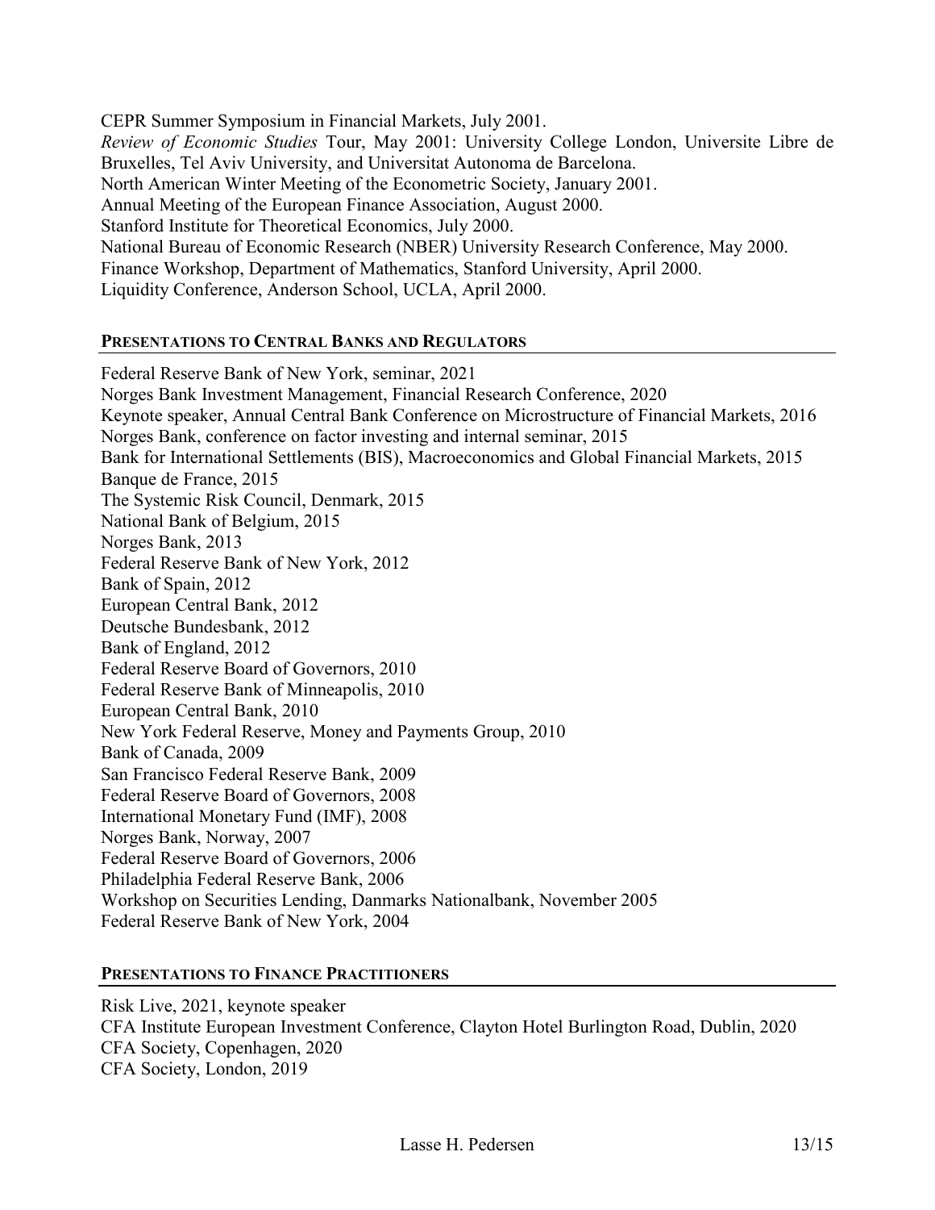CEPR Summer Symposium in Financial Markets, July 2001.
*Review of Economic Studies* Tour, May 2001: University College London, Universite Libre de Bruxelles, Tel Aviv University, and Universitat Autonoma de Barcelona.
North American Winter Meeting of the Econometric Society, January 2001.
Annual Meeting of the European Finance Association, August 2000.
Stanford Institute for Theoretical Economics, July 2000.
National Bureau of Economic Research (NBER) University Research Conference, May 2000.
Finance Workshop, Department of Mathematics, Stanford University, April 2000.
Liquidity Conference, Anderson School, UCLA, April 2000.

## PRESENTATIONS TO CENTRAL BANKS AND REGULATORS

Federal Reserve Bank of New York, seminar, 2021
Norges Bank Investment Management, Financial Research Conference, 2020
Keynote speaker, Annual Central Bank Conference on Microstructure of Financial Markets, 2016
Norges Bank, conference on factor investing and internal seminar, 2015
Bank for International Settlements (BIS), Macroeconomics and Global Financial Markets, 2015
Banque de France, 2015
The Systemic Risk Council, Denmark, 2015
National Bank of Belgium, 2015
Norges Bank, 2013
Federal Reserve Bank of New York, 2012
Bank of Spain, 2012
European Central Bank, 2012
Deutsche Bundesbank, 2012
Bank of England, 2012
Federal Reserve Board of Governors, 2010
Federal Reserve Bank of Minneapolis, 2010
European Central Bank, 2010
New York Federal Reserve, Money and Payments Group, 2010
Bank of Canada, 2009
San Francisco Federal Reserve Bank, 2009
Federal Reserve Board of Governors, 2008
International Monetary Fund (IMF), 2008
Norges Bank, Norway, 2007
Federal Reserve Board of Governors, 2006
Philadelphia Federal Reserve Bank, 2006
Workshop on Securities Lending, Danmarks Nationalbank, November 2005
Federal Reserve Bank of New York, 2004

## PRESENTATIONS TO FINANCE PRACTITIONERS

Risk Live, 2021, keynote speaker
CFA Institute European Investment Conference, Clayton Hotel Burlington Road, Dublin, 2020
CFA Society, Copenhagen, 2020
CFA Society, London, 2019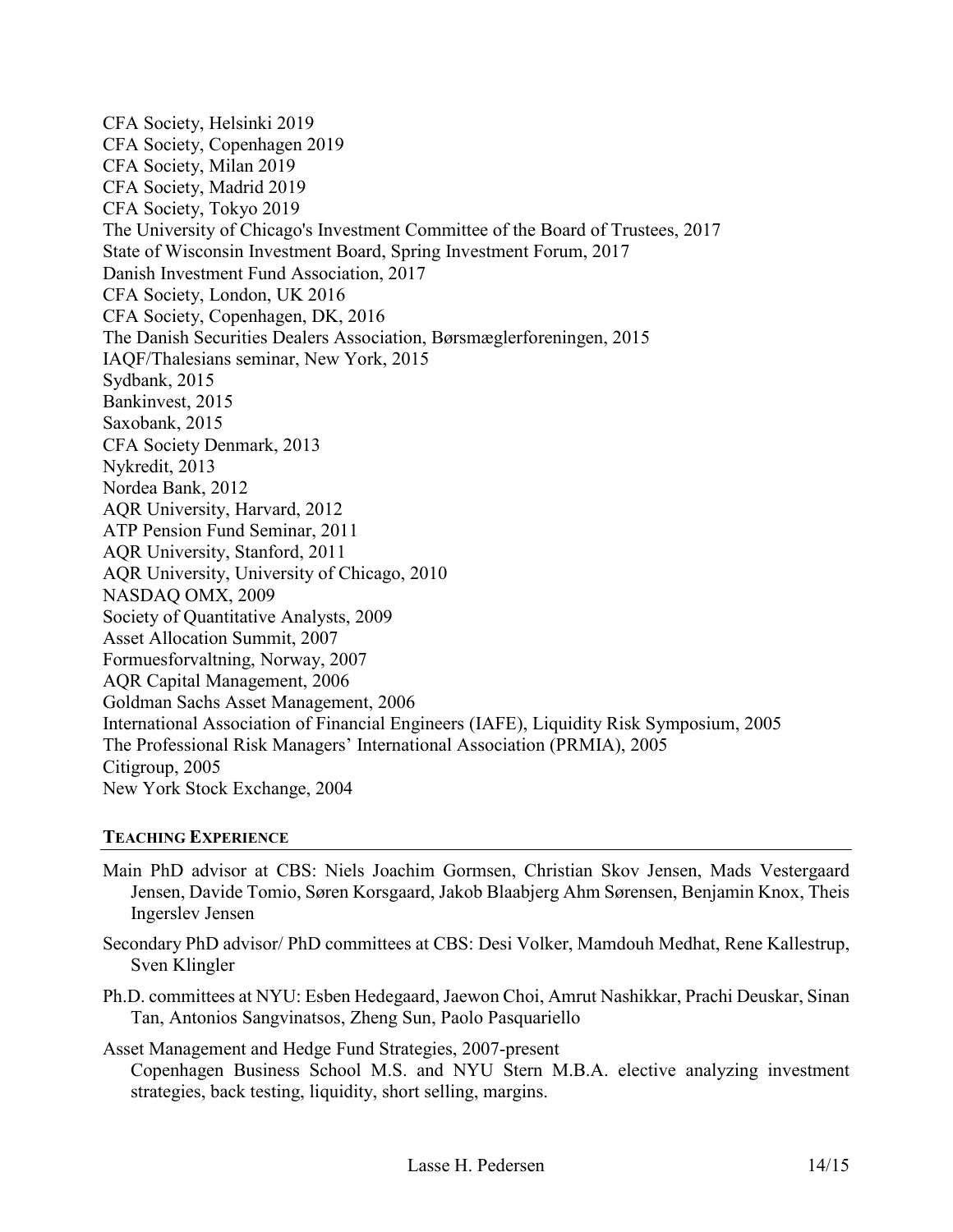CFA Society, Helsinki 2019
CFA Society, Copenhagen 2019
CFA Society, Milan 2019
CFA Society, Madrid 2019
CFA Society, Tokyo 2019
The University of Chicago's Investment Committee of the Board of Trustees, 2017
State of Wisconsin Investment Board, Spring Investment Forum, 2017
Danish Investment Fund Association, 2017
CFA Society, London, UK 2016
CFA Society, Copenhagen, DK, 2016
The Danish Securities Dealers Association, Børsmæglerforeningen, 2015
IAQF/Thalesians seminar, New York, 2015
Sydbank, 2015
Bankinvest, 2015
Saxobank, 2015
CFA Society Denmark, 2013
Nykredit, 2013
Nordea Bank, 2012
AQR University, Harvard, 2012
ATP Pension Fund Seminar, 2011
AQR University, Stanford, 2011
AQR University, University of Chicago, 2010
NASDAQ OMX, 2009
Society of Quantitative Analysts, 2009
Asset Allocation Summit, 2007
Formuesforvaltning, Norway, 2007
AQR Capital Management, 2006
Goldman Sachs Asset Management, 2006
International Association of Financial Engineers (IAFE), Liquidity Risk Symposium, 2005
The Professional Risk Managers' International Association (PRMIA), 2005
Citigroup, 2005
New York Stock Exchange, 2004

## TEACHING EXPERIENCE

Main PhD advisor at CBS: Niels Joachim Gormsen, Christian Skov Jensen, Mads Vestergaard Jensen, Davide Tomio, Søren Korsgaard, Jakob Blaabjerg Ahm Sørensen, Benjamin Knox, Theis Ingerslev Jensen

Secondary PhD advisor/ PhD committees at CBS: Desi Volker, Mamdouh Medhat, Rene Kallestrup, Sven Klingler

Ph.D. committees at NYU: Esben Hedegaard, Jaewon Choi, Amrut Nashikkar, Prachi Deuskar, Sinan Tan, Antonios Sangvinatsos, Zheng Sun, Paolo Pasquariello

Asset Management and Hedge Fund Strategies, 2007-present
Copenhagen Business School M.S. and NYU Stern M.B.A. elective analyzing investment strategies, back testing, liquidity, short selling, margins.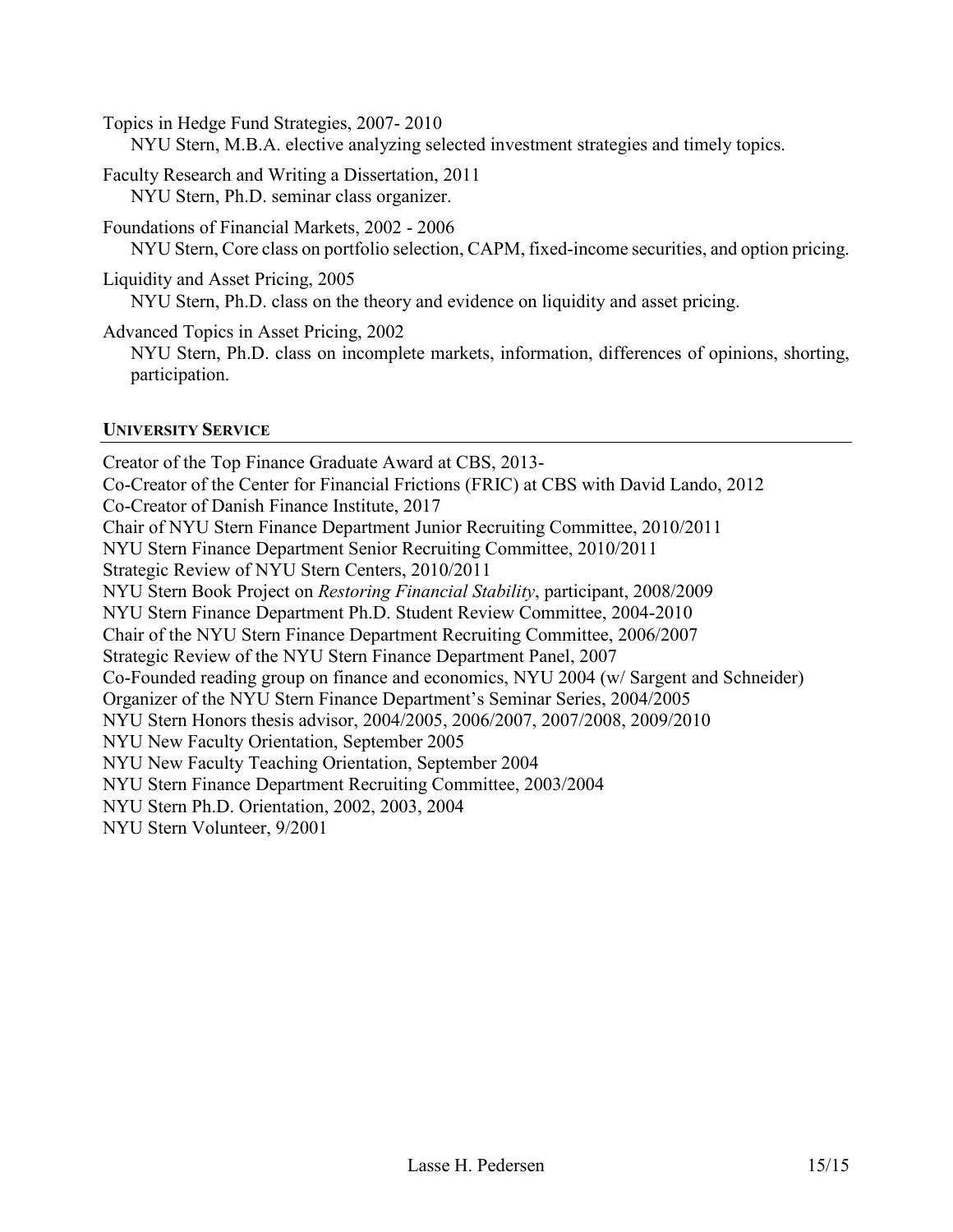Topics in Hedge Fund Strategies, 2007- 2010
NYU Stern, M.B.A. elective analyzing selected investment strategies and timely topics.

Faculty Research and Writing a Dissertation, 2011
NYU Stern, Ph.D. seminar class organizer.

Foundations of Financial Markets, 2002 - 2006
NYU Stern, Core class on portfolio selection, CAPM, fixed-income securities, and option pricing.

Liquidity and Asset Pricing, 2005
NYU Stern, Ph.D. class on the theory and evidence on liquidity and asset pricing.

Advanced Topics in Asset Pricing, 2002
NYU Stern, Ph.D. class on incomplete markets, information, differences of opinions, shorting, participation.

## UNIVERSITY SERVICE

Creator of the Top Finance Graduate Award at CBS, 2013-
Co-Creator of the Center for Financial Frictions (FRIC) at CBS with David Lando, 2012
Co-Creator of Danish Finance Institute, 2017
Chair of NYU Stern Finance Department Junior Recruiting Committee, 2010/2011
NYU Stern Finance Department Senior Recruiting Committee, 2010/2011
Strategic Review of NYU Stern Centers, 2010/2011
NYU Stern Book Project on *Restoring Financial Stability*, participant, 2008/2009
NYU Stern Finance Department Ph.D. Student Review Committee, 2004-2010
Chair of the NYU Stern Finance Department Recruiting Committee, 2006/2007
Strategic Review of the NYU Stern Finance Department Panel, 2007
Co-Founded reading group on finance and economics, NYU 2004 (w/ Sargent and Schneider)
Organizer of the NYU Stern Finance Department's Seminar Series, 2004/2005
NYU Stern Honors thesis advisor, 2004/2005, 2006/2007, 2007/2008, 2009/2010
NYU New Faculty Orientation, September 2005
NYU New Faculty Teaching Orientation, September 2004
NYU Stern Finance Department Recruiting Committee, 2003/2004
NYU Stern Ph.D. Orientation, 2002, 2003, 2004
NYU Stern Volunteer, 9/2001